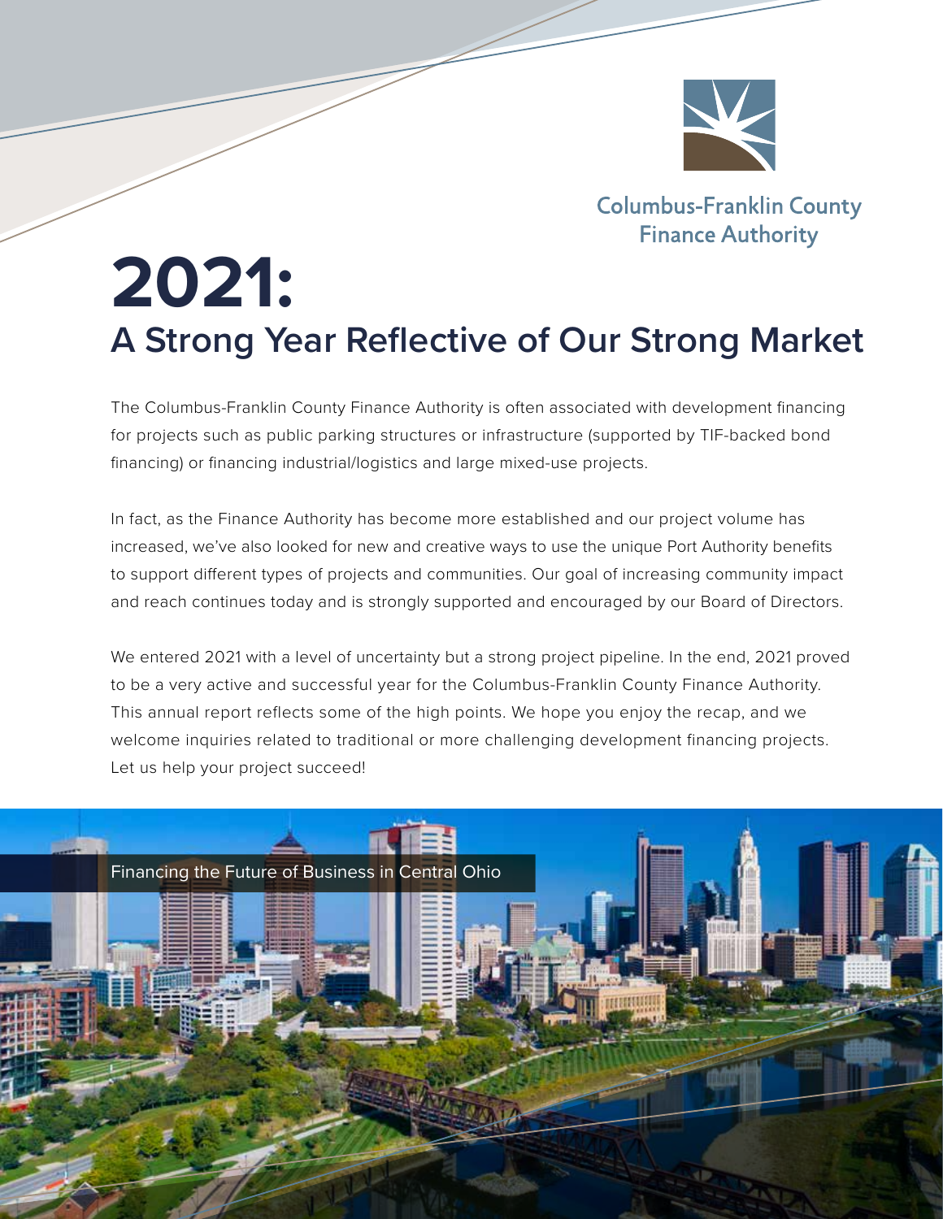Columbus-Franklin County Finance Authority

# 2021:

## A Strong Year Reflective of Our Strong Market

The Columbus-Franklin County Finance Authority is often associated with development financing for projects such as public parking structures or infrastructure (supported by TIF-backed bond financing) or financing industrial/logistics and large mixed-use projects.

In fact, as the Finance Authority has become more established and our project volume has increased, we've also looked for new and creative ways to use the unique Port Authority benefits to support different types of projects and communities. Our goal of increasing community impact and reach continues today and is strongly supported and encouraged by our Board of Directors.

We entered 2021 with a level of uncertainty but a strong project pipeline. In the end, 2021 proved to be a very active and successful year for the Columbus-Franklin County Finance Authority. This annual report reflects some of the high points. We hope you enjoy the recap, and we welcome inquiries related to traditional or more challenging development financing projects. Let us help your project succeed!

Financing the Future of Business in Central Ohio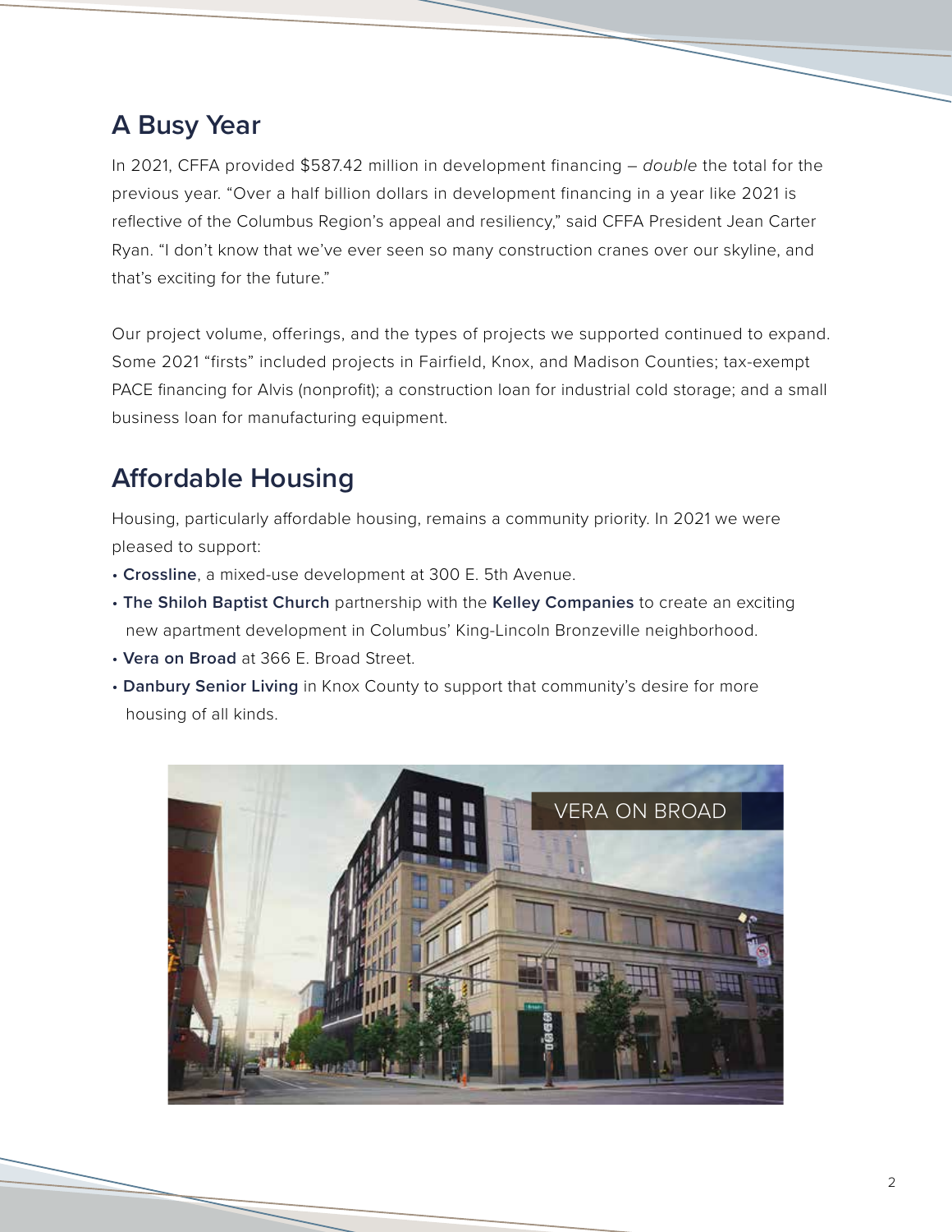## A Busy Year

In 2021, CFFA provided $587.42 million in development financing – *double* the total for the previous year. "Over a half billion dollars in development financing in a year like 2021 is reflective of the Columbus Region's appeal and resiliency," said CFFA President Jean Carter Ryan. "I don't know that we've ever seen so many construction cranes over our skyline, and that's exciting for the future."

Our project volume, offerings, and the types of projects we supported continued to expand. Some 2021 "firsts" included projects in Fairfield, Knox, and Madison Counties; tax-exempt PACE financing for Alvis (nonprofit); a construction loan for industrial cold storage; and a small business loan for manufacturing equipment.

## Affordable Housing

Housing, particularly affordable housing, remains a community priority. In 2021 we were pleased to support:

- **Crossline**, a mixed-use development at 300 E. 5th Avenue.
- **The Shiloh Baptist Church** partnership with the **Kelley Companies** to create an exciting new apartment development in Columbus' King-Lincoln Bronzeville neighborhood.
- **Vera on Broad** at 366 E. Broad Street.
- **Danbury Senior Living** in Knox County to support that community's desire for more housing of all kinds.

VERA ON BROAD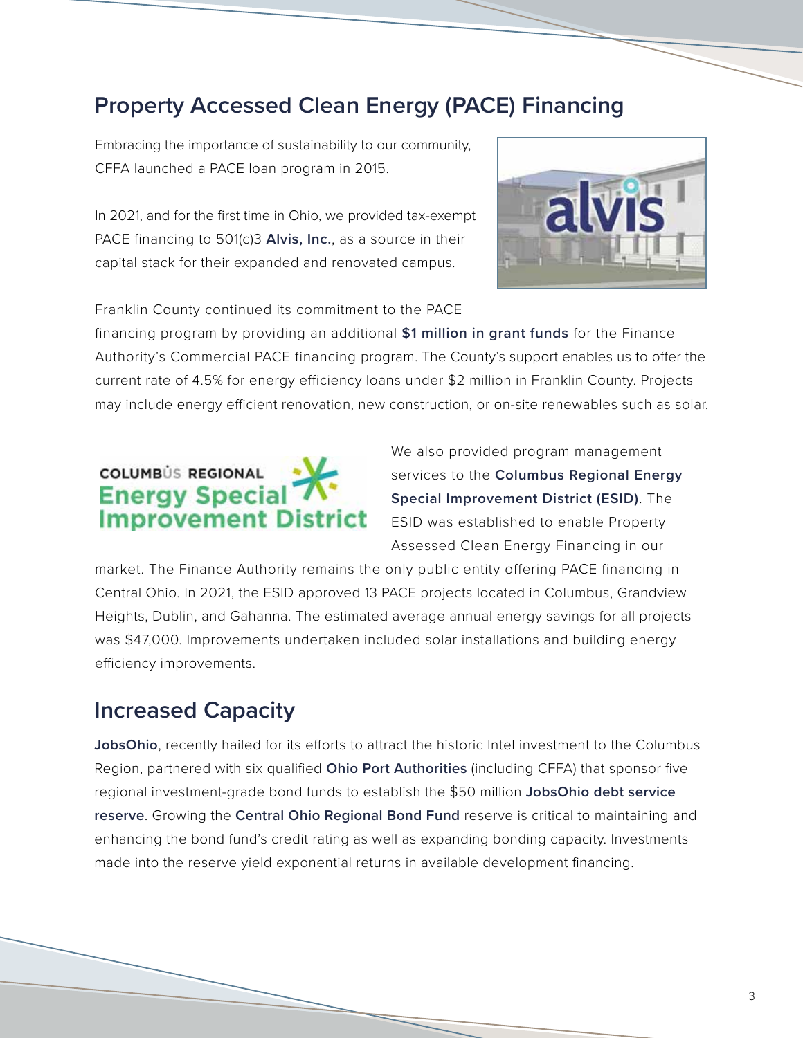## Property Accessed Clean Energy (PACE) Financing

Embracing the importance of sustainability to our community, CFFA launched a PACE loan program in 2015.

In 2021, and for the first time in Ohio, we provided tax-exempt PACE financing to 501(c)3 **Alvis, Inc.**, as a source in their capital stack for their expanded and renovated campus.

Franklin County continued its commitment to the PACE financing program by providing an additional **$1 million in grant funds** for the Finance Authority's Commercial PACE financing program. The County's support enables us to offer the current rate of 4.5% for energy efficiency loans under $2 million in Franklin County. Projects may include energy efficient renovation, new construction, or on-site renewables such as solar.

We also provided program management services to the **Columbus Regional Energy Special Improvement District (ESID)**. The ESID was established to enable Property Assessed Clean Energy Financing in our market. The Finance Authority remains the only public entity offering PACE financing in Central Ohio. In 2021, the ESID approved 13 PACE projects located in Columbus, Grandview Heights, Dublin, and Gahanna. The estimated average annual energy savings for all projects was $47,000. Improvements undertaken included solar installations and building energy efficiency improvements.

## Increased Capacity

**JobsOhio**, recently hailed for its efforts to attract the historic Intel investment to the Columbus Region, partnered with six qualified **Ohio Port Authorities** (including CFFA) that sponsor five regional investment-grade bond funds to establish the $50 million **JobsOhio debt service reserve**. Growing the **Central Ohio Regional Bond Fund** reserve is critical to maintaining and enhancing the bond fund's credit rating as well as expanding bonding capacity. Investments made into the reserve yield exponential returns in available development financing.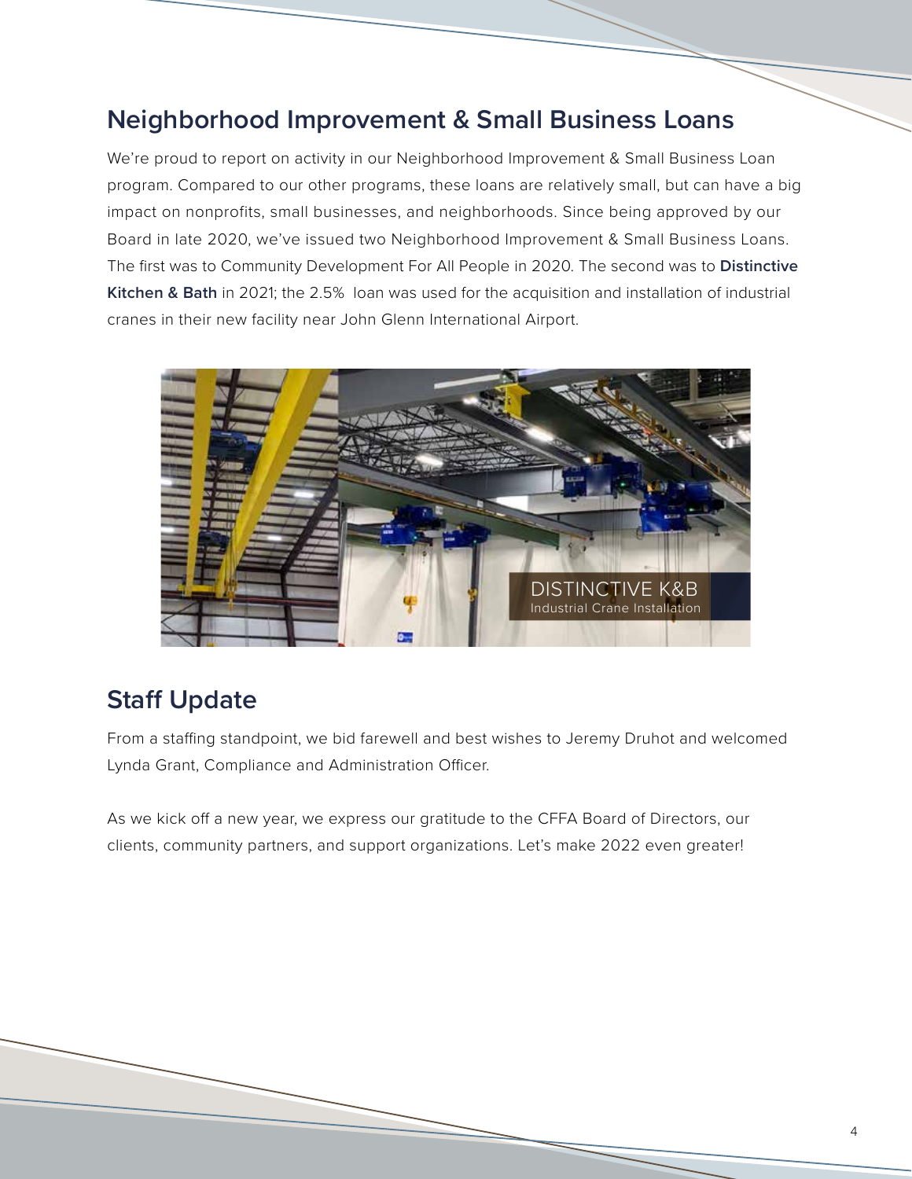## Neighborhood Improvement & Small Business Loans

We're proud to report on activity in our Neighborhood Improvement & Small Business Loan program. Compared to our other programs, these loans are relatively small, but can have a big impact on nonprofits, small businesses, and neighborhoods. Since being approved by our Board in late 2020, we've issued two Neighborhood Improvement & Small Business Loans. The first was to Community Development For All People in 2020. The second was to **Distinctive Kitchen & Bath** in 2021; the 2.5% loan was used for the acquisition and installation of industrial cranes in their new facility near John Glenn International Airport.

DISTINCTIVE K&B
Industrial Crane Installation

## Staff Update

From a staffing standpoint, we bid farewell and best wishes to Jeremy Druhot and welcomed Lynda Grant, Compliance and Administration Officer.

As we kick off a new year, we express our gratitude to the CFFA Board of Directors, our clients, community partners, and support organizations. Let's make 2022 even greater!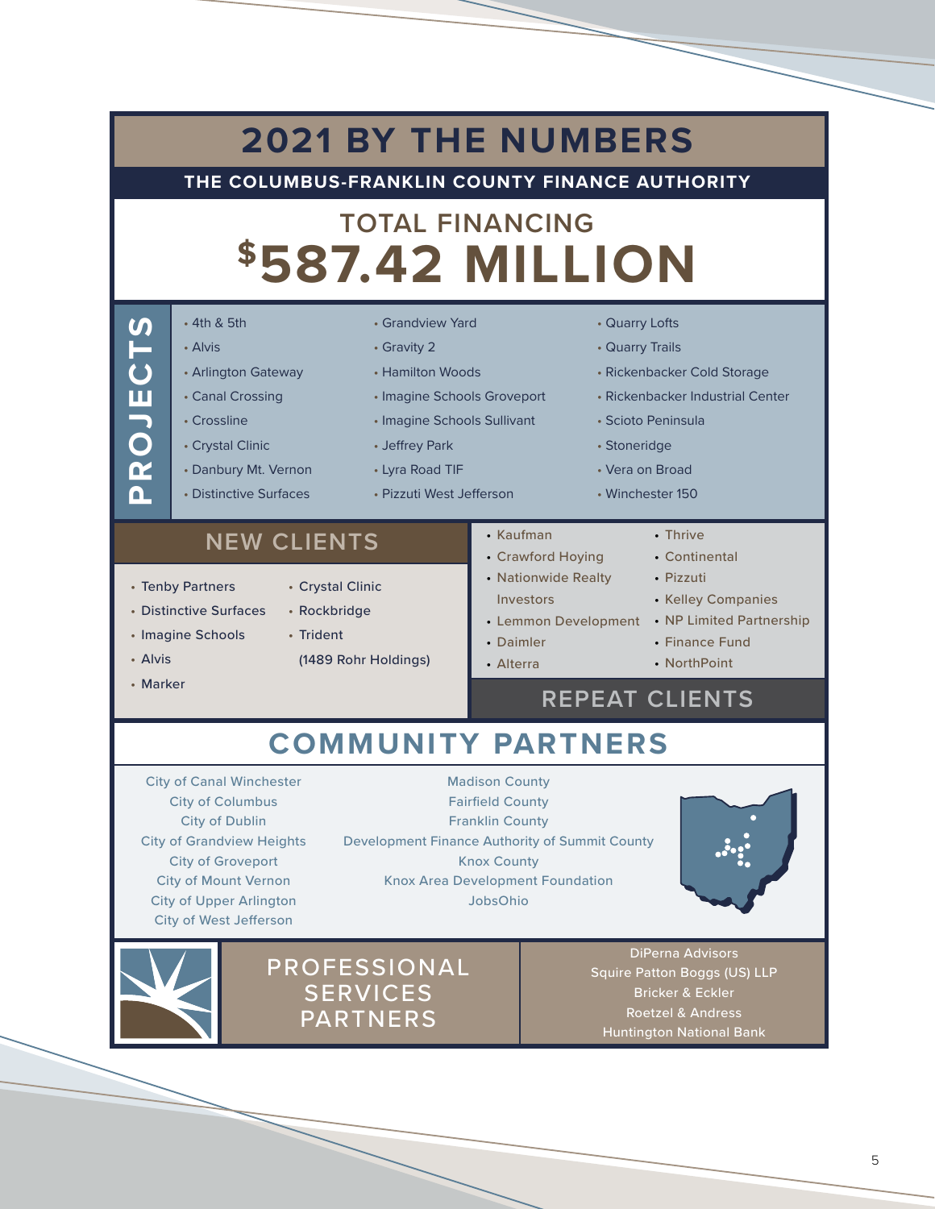# 2021 BY THE NUMBERS

**THE COLUMBUS-FRANKLIN COUNTY FINANCE AUTHORITY**

## TOTAL FINANCING

# $587.42 MILLION

## PROJECTS

- 4th & 5th
- Alvis
- Arlington Gateway
- Canal Crossing
- Crossline
- Crystal Clinic
- Danbury Mt. Vernon
- Distinctive Surfaces
- Grandview Yard
- Gravity 2
- Hamilton Woods
- Imagine Schools Groveport
- Imagine Schools Sullivant
- Jeffrey Park
- Lyra Road TIF
- Pizzuti West Jefferson
- Quarry Lofts
- Quarry Trails
- Rickenbacker Cold Storage
- Rickenbacker Industrial Center
- Scioto Peninsula
- Stoneridge
- Vera on Broad
- Winchester 150

## NEW CLIENTS

- Tenby Partners
- Distinctive Surfaces
- Imagine Schools
- Alvis
- Marker
- Crystal Clinic
- Rockbridge
- Trident (1489 Rohr Holdings)

## REPEAT CLIENTS

- Kaufman
- Crawford Hoying
- Nationwide Realty Investors
- Lemmon Development
- Daimler
- Alterra
- Thrive
- Continental
- Pizzuti
- Kelley Companies
- NP Limited Partnership
- Finance Fund
- NorthPoint

## COMMUNITY PARTNERS

City of Canal Winchester
City of Columbus
City of Dublin
City of Grandview Heights
City of Groveport
City of Mount Vernon
City of Upper Arlington
City of West Jefferson

Madison County
Fairfield County
Franklin County
Development Finance Authority of Summit County
Knox County
Knox Area Development Foundation
JobsOhio

## PROFESSIONAL SERVICES PARTNERS

DiPerna Advisors
Squire Patton Boggs (US) LLP
Bricker & Eckler
Roetzel & Andress
Huntington National Bank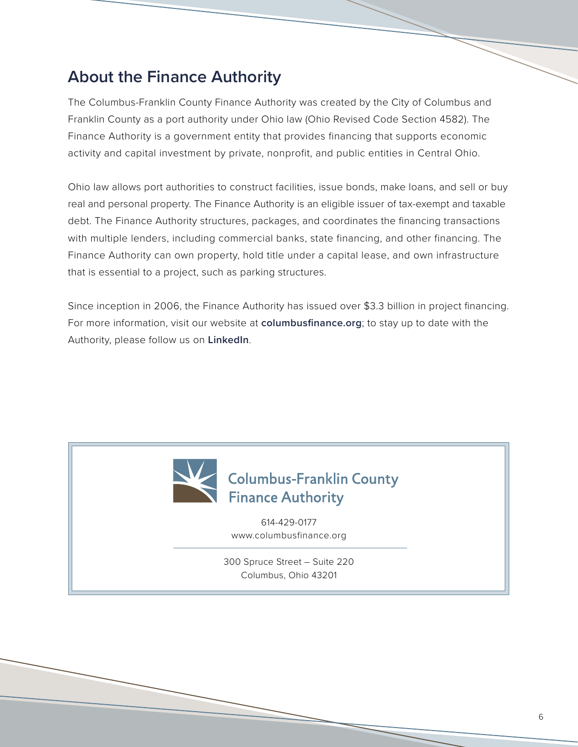## About the Finance Authority

The Columbus-Franklin County Finance Authority was created by the City of Columbus and Franklin County as a port authority under Ohio law (Ohio Revised Code Section 4582). The Finance Authority is a government entity that provides financing that supports economic activity and capital investment by private, nonprofit, and public entities in Central Ohio.

Ohio law allows port authorities to construct facilities, issue bonds, make loans, and sell or buy real and personal property. The Finance Authority is an eligible issuer of tax-exempt and taxable debt. The Finance Authority structures, packages, and coordinates the financing transactions with multiple lenders, including commercial banks, state financing, and other financing. The Finance Authority can own property, hold title under a capital lease, and own infrastructure that is essential to a project, such as parking structures.

Since inception in 2006, the Finance Authority has issued over $3.3 billion in project financing. For more information, visit our website at **columbusfinance.org**; to stay up to date with the Authority, please follow us on **LinkedIn**.

Columbus-Franklin County
Finance Authority

614-429-0177
www.columbusfinance.org

300 Spruce Street – Suite 220
Columbus, Ohio 43201